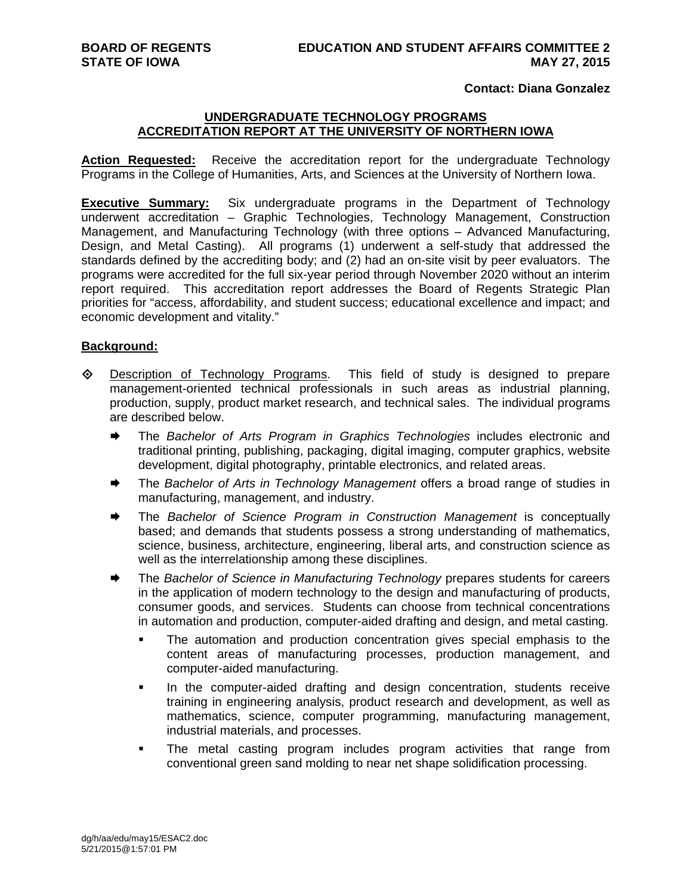**BOARD OF REGENTS** **EDUCATION AND STUDENT AFFAIRS COMMITTEE 2**
**STATE OF IOWA** **MAY 27, 2015**

**Contact: Diana Gonzalez**

## UNDERGRADUATE TECHNOLOGY PROGRAMS ACCREDITATION REPORT AT THE UNIVERSITY OF NORTHERN IOWA

**Action Requested:** Receive the accreditation report for the undergraduate Technology Programs in the College of Humanities, Arts, and Sciences at the University of Northern Iowa.

**Executive Summary:** Six undergraduate programs in the Department of Technology underwent accreditation – Graphic Technologies, Technology Management, Construction Management, and Manufacturing Technology (with three options – Advanced Manufacturing, Design, and Metal Casting). All programs (1) underwent a self-study that addressed the standards defined by the accrediting body; and (2) had an on-site visit by peer evaluators. The programs were accredited for the full six-year period through November 2020 without an interim report required. This accreditation report addresses the Board of Regents Strategic Plan priorities for "access, affordability, and student success; educational excellence and impact; and economic development and vitality."

**Background:**

- Description of Technology Programs. This field of study is designed to prepare management-oriented technical professionals in such areas as industrial planning, production, supply, product market research, and technical sales. The individual programs are described below.
  - The *Bachelor of Arts Program in Graphics Technologies* includes electronic and traditional printing, publishing, packaging, digital imaging, computer graphics, website development, digital photography, printable electronics, and related areas.
  - The *Bachelor of Arts in Technology Management* offers a broad range of studies in manufacturing, management, and industry.
  - The *Bachelor of Science Program in Construction Management* is conceptually based; and demands that students possess a strong understanding of mathematics, science, business, architecture, engineering, liberal arts, and construction science as well as the interrelationship among these disciplines.
  - The *Bachelor of Science in Manufacturing Technology* prepares students for careers in the application of modern technology to the design and manufacturing of products, consumer goods, and services. Students can choose from technical concentrations in automation and production, computer-aided drafting and design, and metal casting.
    - The automation and production concentration gives special emphasis to the content areas of manufacturing processes, production management, and computer-aided manufacturing.
    - In the computer-aided drafting and design concentration, students receive training in engineering analysis, product research and development, as well as mathematics, science, computer programming, manufacturing management, industrial materials, and processes.
    - The metal casting program includes program activities that range from conventional green sand molding to near net shape solidification processing.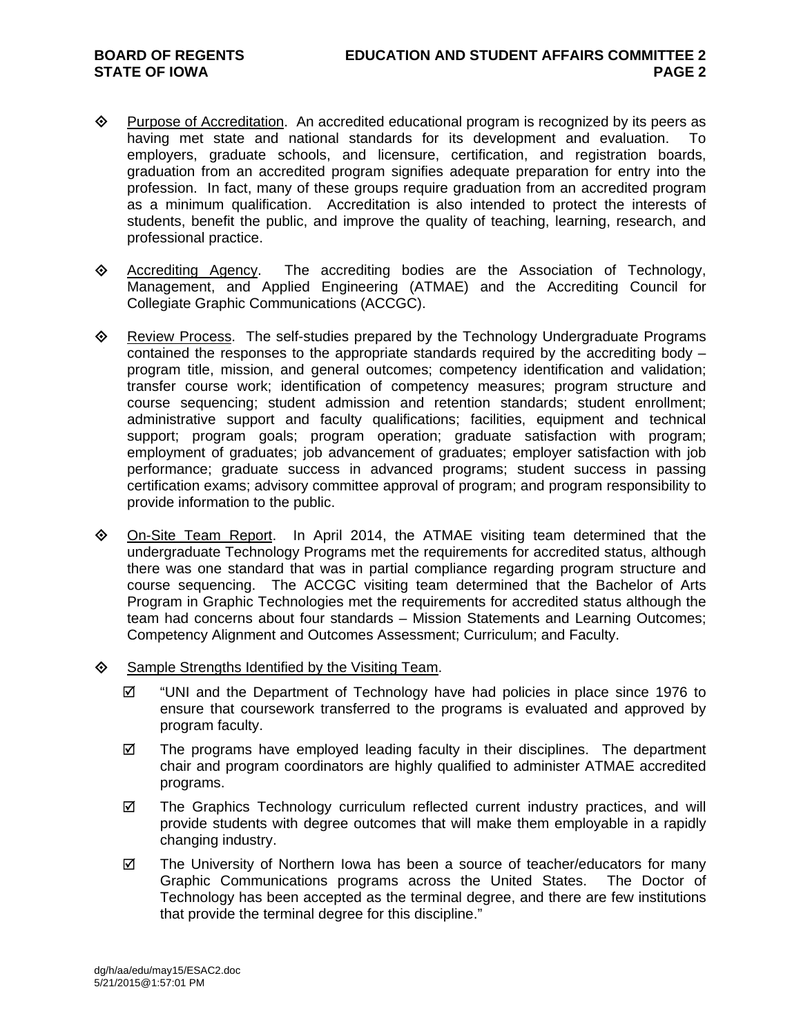- Purpose of Accreditation. An accredited educational program is recognized by its peers as having met state and national standards for its development and evaluation. To employers, graduate schools, and licensure, certification, and registration boards, graduation from an accredited program signifies adequate preparation for entry into the profession. In fact, many of these groups require graduation from an accredited program as a minimum qualification. Accreditation is also intended to protect the interests of students, benefit the public, and improve the quality of teaching, learning, research, and professional practice.

- Accrediting Agency. The accrediting bodies are the Association of Technology, Management, and Applied Engineering (ATMAE) and the Accrediting Council for Collegiate Graphic Communications (ACCGC).

- Review Process. The self-studies prepared by the Technology Undergraduate Programs contained the responses to the appropriate standards required by the accrediting body – program title, mission, and general outcomes; competency identification and validation; transfer course work; identification of competency measures; program structure and course sequencing; student admission and retention standards; student enrollment; administrative support and faculty qualifications; facilities, equipment and technical support; program goals; program operation; graduate satisfaction with program; employment of graduates; job advancement of graduates; employer satisfaction with job performance; graduate success in advanced programs; student success in passing certification exams; advisory committee approval of program; and program responsibility to provide information to the public.

- On-Site Team Report. In April 2014, the ATMAE visiting team determined that the undergraduate Technology Programs met the requirements for accredited status, although there was one standard that was in partial compliance regarding program structure and course sequencing. The ACCGC visiting team determined that the Bachelor of Arts Program in Graphic Technologies met the requirements for accredited status although the team had concerns about four standards – Mission Statements and Learning Outcomes; Competency Alignment and Outcomes Assessment; Curriculum; and Faculty.

- Sample Strengths Identified by the Visiting Team.

  - ☑ "UNI and the Department of Technology have had policies in place since 1976 to ensure that coursework transferred to the programs is evaluated and approved by program faculty.
  - ☑ The programs have employed leading faculty in their disciplines. The department chair and program coordinators are highly qualified to administer ATMAE accredited programs.
  - ☑ The Graphics Technology curriculum reflected current industry practices, and will provide students with degree outcomes that will make them employable in a rapidly changing industry.
  - ☑ The University of Northern Iowa has been a source of teacher/educators for many Graphic Communications programs across the United States. The Doctor of Technology has been accepted as the terminal degree, and there are few institutions that provide the terminal degree for this discipline."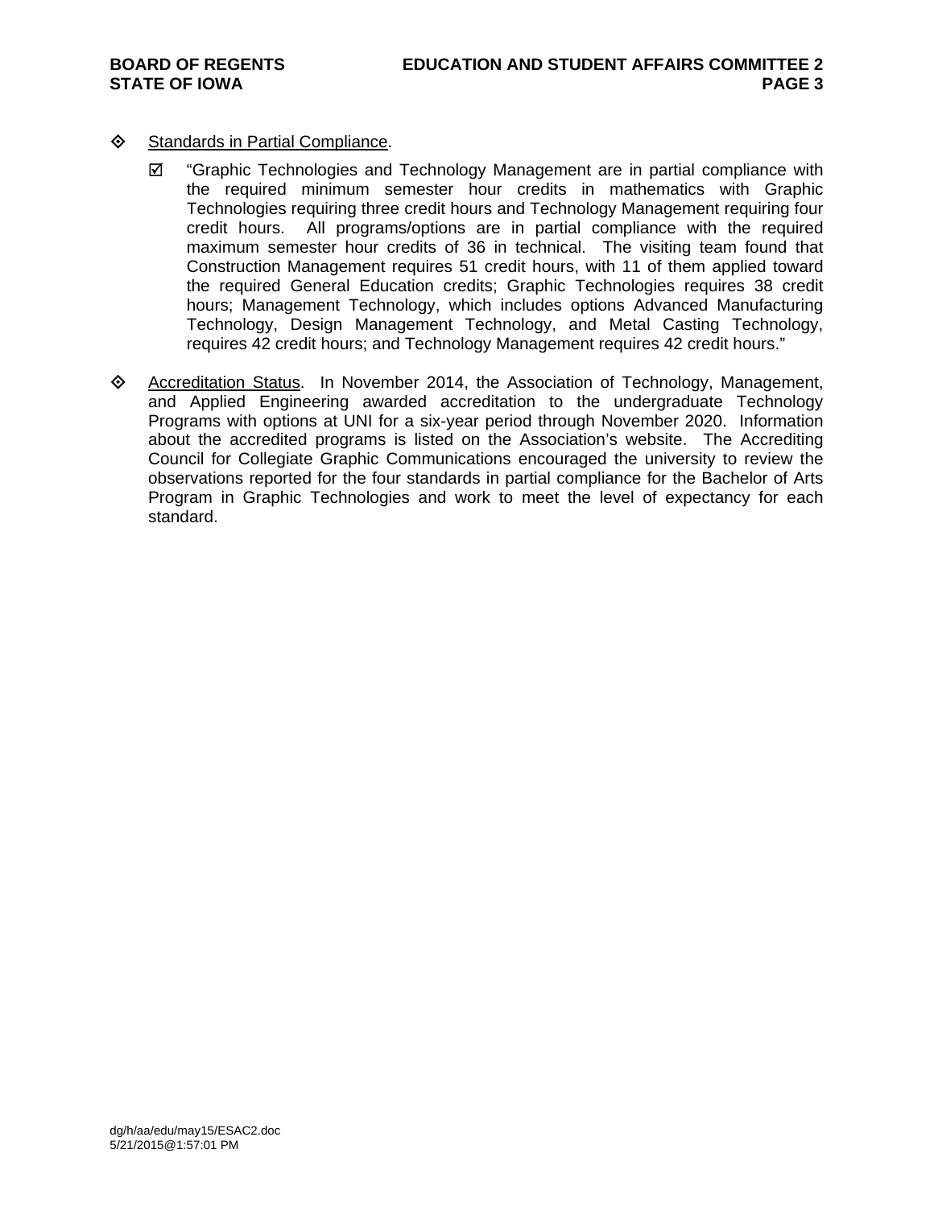- Standards in Partial Compliance.

  - ☑ "Graphic Technologies and Technology Management are in partial compliance with the required minimum semester hour credits in mathematics with Graphic Technologies requiring three credit hours and Technology Management requiring four credit hours. All programs/options are in partial compliance with the required maximum semester hour credits of 36 in technical. The visiting team found that Construction Management requires 51 credit hours, with 11 of them applied toward the required General Education credits; Graphic Technologies requires 38 credit hours; Management Technology, which includes options Advanced Manufacturing Technology, Design Management Technology, and Metal Casting Technology, requires 42 credit hours; and Technology Management requires 42 credit hours."

- Accreditation Status. In November 2014, the Association of Technology, Management, and Applied Engineering awarded accreditation to the undergraduate Technology Programs with options at UNI for a six-year period through November 2020. Information about the accredited programs is listed on the Association's website. The Accrediting Council for Collegiate Graphic Communications encouraged the university to review the observations reported for the four standards in partial compliance for the Bachelor of Arts Program in Graphic Technologies and work to meet the level of expectancy for each standard.

dg/h/aa/edu/may15/ESAC2.doc
5/21/2015@1:57:01 PM